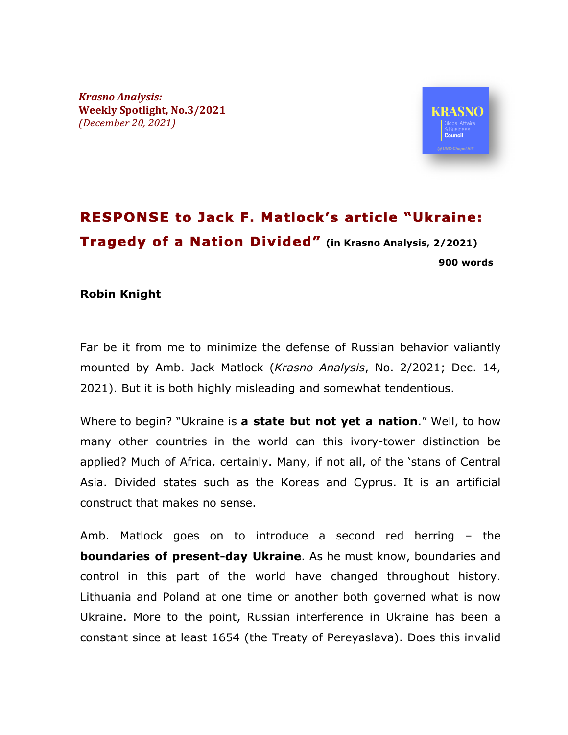*Krasno Analysis:*
**Weekly Spotlight, No.3/2021**
*(December 20, 2021)*

# RESPONSE to Jack F. Matlock's article "Ukraine: Tragedy of a Nation Divided" (in Krasno Analysis, 2/2021)

**900 words**

**Robin Knight**

Far be it from me to minimize the defense of Russian behavior valiantly mounted by Amb. Jack Matlock (*Krasno Analysis*, No. 2/2021; Dec. 14, 2021). But it is both highly misleading and somewhat tendentious.

Where to begin? "Ukraine is **a state but not yet a nation**." Well, to how many other countries in the world can this ivory-tower distinction be applied? Much of Africa, certainly. Many, if not all, of the 'stans of Central Asia. Divided states such as the Koreas and Cyprus. It is an artificial construct that makes no sense.

Amb. Matlock goes on to introduce a second red herring – the **boundaries of present-day Ukraine**. As he must know, boundaries and control in this part of the world have changed throughout history. Lithuania and Poland at one time or another both governed what is now Ukraine. More to the point, Russian interference in Ukraine has been a constant since at least 1654 (the Treaty of Pereyaslava). Does this invalid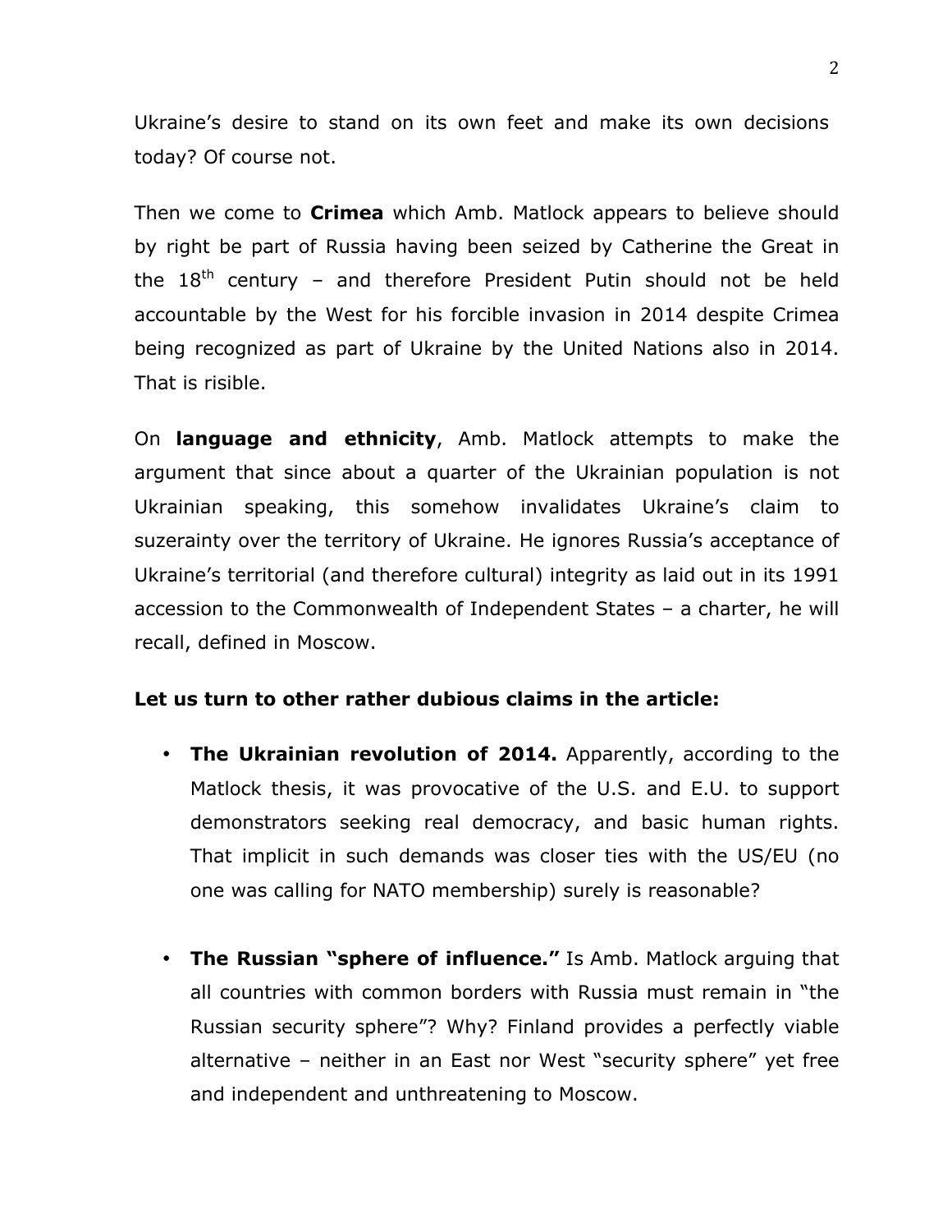Ukraine's desire to stand on its own feet and make its own decisions today? Of course not.

Then we come to **Crimea** which Amb. Matlock appears to believe should by right be part of Russia having been seized by Catherine the Great in the 18th century – and therefore President Putin should not be held accountable by the West for his forcible invasion in 2014 despite Crimea being recognized as part of Ukraine by the United Nations also in 2014. That is risible.

On **language and ethnicity**, Amb. Matlock attempts to make the argument that since about a quarter of the Ukrainian population is not Ukrainian speaking, this somehow invalidates Ukraine's claim to suzerainty over the territory of Ukraine. He ignores Russia's acceptance of Ukraine's territorial (and therefore cultural) integrity as laid out in its 1991 accession to the Commonwealth of Independent States – a charter, he will recall, defined in Moscow.

**Let us turn to other rather dubious claims in the article:**

- **The Ukrainian revolution of 2014.** Apparently, according to the Matlock thesis, it was provocative of the U.S. and E.U. to support demonstrators seeking real democracy, and basic human rights. That implicit in such demands was closer ties with the US/EU (no one was calling for NATO membership) surely is reasonable?

- **The Russian "sphere of influence."** Is Amb. Matlock arguing that all countries with common borders with Russia must remain in "the Russian security sphere"? Why? Finland provides a perfectly viable alternative – neither in an East nor West "security sphere" yet free and independent and unthreatening to Moscow.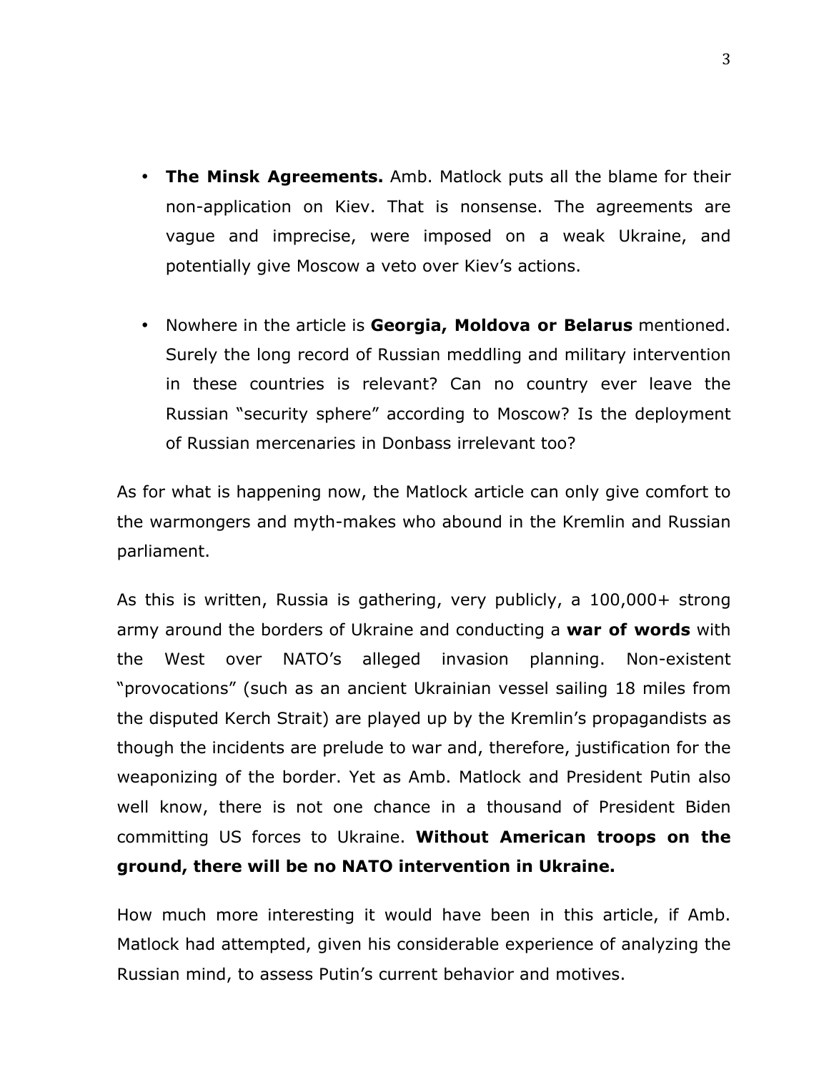- **The Minsk Agreements.** Amb. Matlock puts all the blame for their non-application on Kiev. That is nonsense. The agreements are vague and imprecise, were imposed on a weak Ukraine, and potentially give Moscow a veto over Kiev's actions.

- Nowhere in the article is **Georgia, Moldova or Belarus** mentioned. Surely the long record of Russian meddling and military intervention in these countries is relevant? Can no country ever leave the Russian "security sphere" according to Moscow? Is the deployment of Russian mercenaries in Donbass irrelevant too?

As for what is happening now, the Matlock article can only give comfort to the warmongers and myth-makes who abound in the Kremlin and Russian parliament.

As this is written, Russia is gathering, very publicly, a 100,000+ strong army around the borders of Ukraine and conducting a **war of words** with the West over NATO's alleged invasion planning. Non-existent "provocations" (such as an ancient Ukrainian vessel sailing 18 miles from the disputed Kerch Strait) are played up by the Kremlin's propagandists as though the incidents are prelude to war and, therefore, justification for the weaponizing of the border. Yet as Amb. Matlock and President Putin also well know, there is not one chance in a thousand of President Biden committing US forces to Ukraine. **Without American troops on the ground, there will be no NATO intervention in Ukraine.**

How much more interesting it would have been in this article, if Amb. Matlock had attempted, given his considerable experience of analyzing the Russian mind, to assess Putin's current behavior and motives.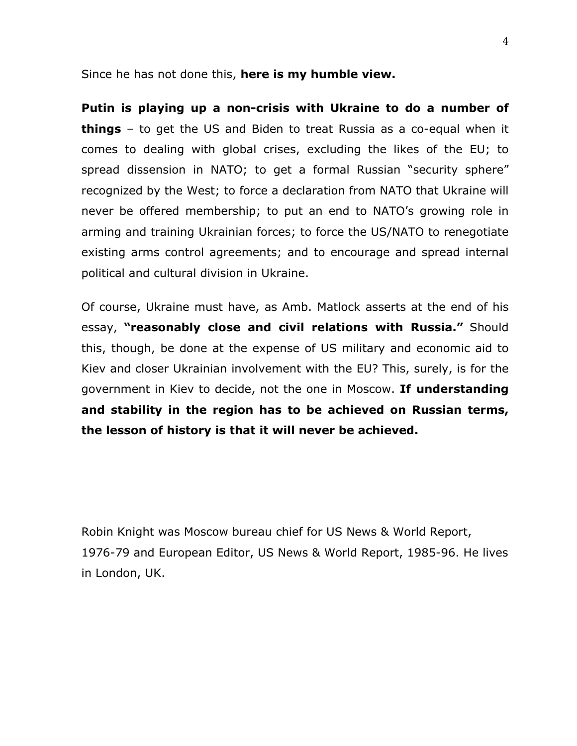Since he has not done this, **here is my humble view.**

**Putin is playing up a non-crisis with Ukraine to do a number of things** – to get the US and Biden to treat Russia as a co-equal when it comes to dealing with global crises, excluding the likes of the EU; to spread dissension in NATO; to get a formal Russian "security sphere" recognized by the West; to force a declaration from NATO that Ukraine will never be offered membership; to put an end to NATO's growing role in arming and training Ukrainian forces; to force the US/NATO to renegotiate existing arms control agreements; and to encourage and spread internal political and cultural division in Ukraine.

Of course, Ukraine must have, as Amb. Matlock asserts at the end of his essay, **"reasonably close and civil relations with Russia."** Should this, though, be done at the expense of US military and economic aid to Kiev and closer Ukrainian involvement with the EU? This, surely, is for the government in Kiev to decide, not the one in Moscow. **If understanding and stability in the region has to be achieved on Russian terms, the lesson of history is that it will never be achieved.**

Robin Knight was Moscow bureau chief for US News & World Report, 1976-79 and European Editor, US News & World Report, 1985-96. He lives in London, UK.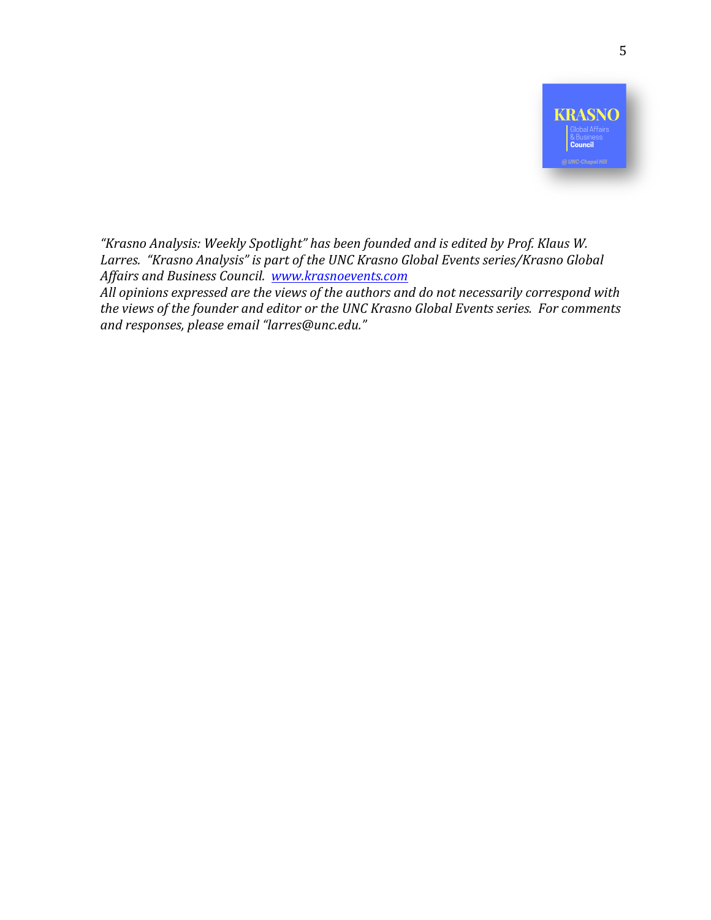*"Krasno Analysis: Weekly Spotlight" has been founded and is edited by Prof. Klaus W. Larres. "Krasno Analysis" is part of the UNC Krasno Global Events series/Krasno Global Affairs and Business Council. [www.krasnoevents.com](http://www.krasnoevents.com)*

*All opinions expressed are the views of the authors and do not necessarily correspond with the views of the founder and editor or the UNC Krasno Global Events series. For comments and responses, please email "larres@unc.edu."*